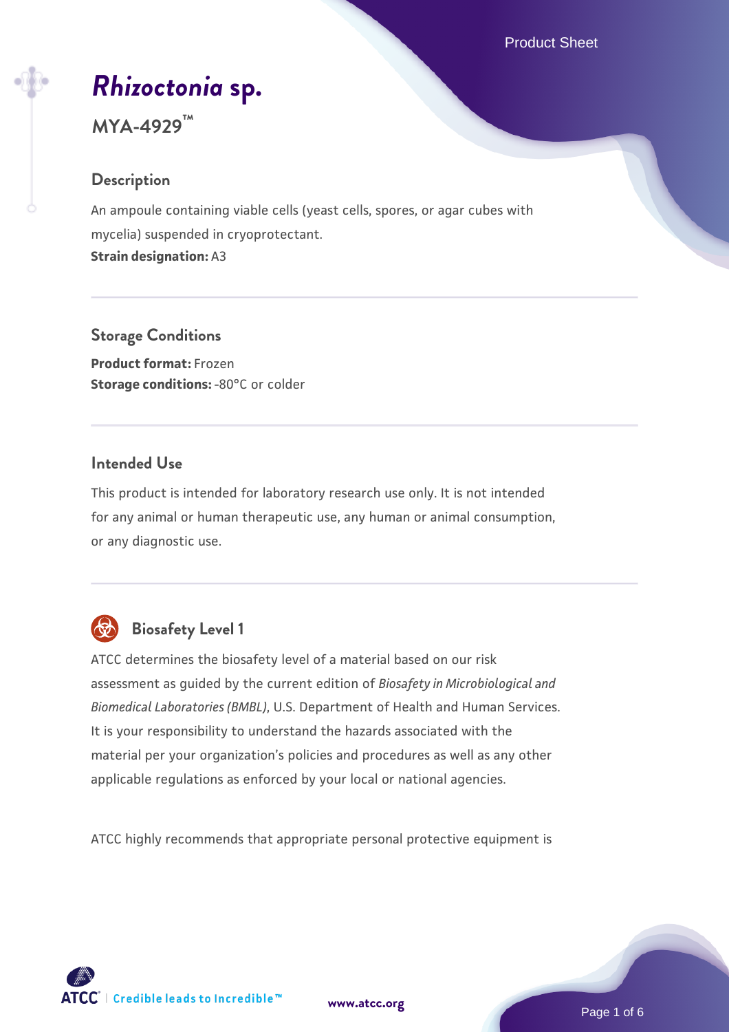# *Rhizoctonia* sp.

## MYA-4929™

### Description

An ampoule containing viable cells (yeast cells, spores, or agar cubes with mycelia) suspended in cryoprotectant.

**Strain designation:** A3

### Storage Conditions

**Product format:** Frozen

**Storage conditions:** -80°C or colder

### Intended Use

This product is intended for laboratory research use only. It is not intended for any animal or human therapeutic use, any human or animal consumption, or any diagnostic use.

### Biosafety Level 1

ATCC determines the biosafety level of a material based on our risk assessment as guided by the current edition of *Biosafety in Microbiological and Biomedical Laboratories (BMBL)*, U.S. Department of Health and Human Services. It is your responsibility to understand the hazards associated with the material per your organization's policies and procedures as well as any other applicable regulations as enforced by your local or national agencies.

ATCC highly recommends that appropriate personal protective equipment is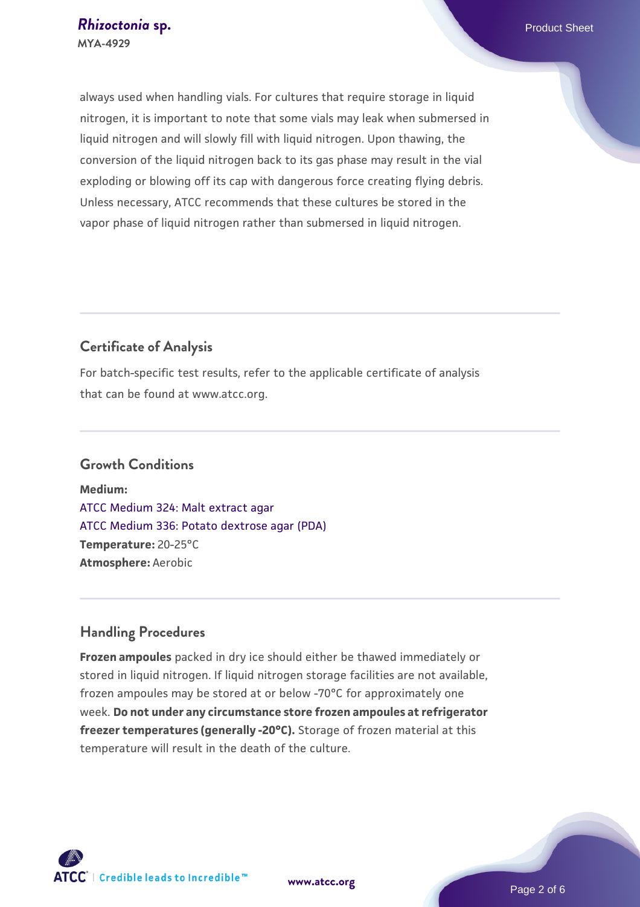always used when handling vials. For cultures that require storage in liquid nitrogen, it is important to note that some vials may leak when submersed in liquid nitrogen and will slowly fill with liquid nitrogen. Upon thawing, the conversion of the liquid nitrogen back to its gas phase may result in the vial exploding or blowing off its cap with dangerous force creating flying debris. Unless necessary, ATCC recommends that these cultures be stored in the vapor phase of liquid nitrogen rather than submersed in liquid nitrogen.

## Certificate of Analysis

For batch-specific test results, refer to the applicable certificate of analysis that can be found at www.atcc.org.

## Growth Conditions

**Medium:**
ATCC Medium 324: Malt extract agar
ATCC Medium 336: Potato dextrose agar (PDA)
**Temperature:** 20-25°C
**Atmosphere:** Aerobic

## Handling Procedures

**Frozen ampoules** packed in dry ice should either be thawed immediately or stored in liquid nitrogen. If liquid nitrogen storage facilities are not available, frozen ampoules may be stored at or below -70°C for approximately one week. **Do not under any circumstance store frozen ampoules at refrigerator freezer temperatures (generally -20°C).** Storage of frozen material at this temperature will result in the death of the culture.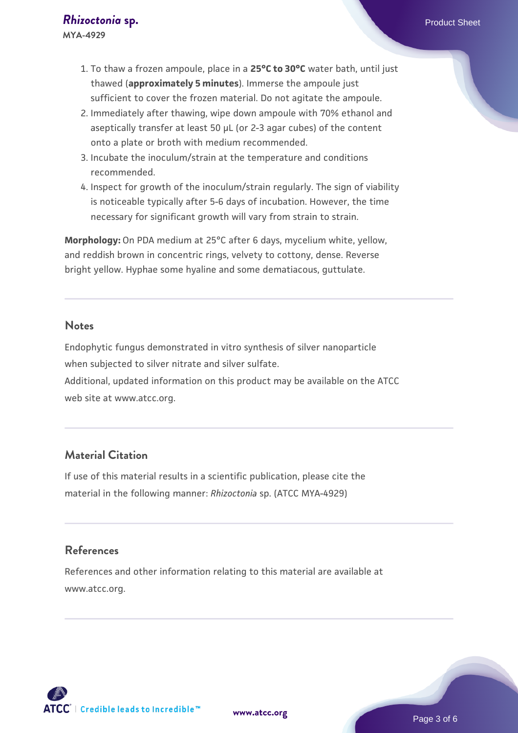1. To thaw a frozen ampoule, place in a **25°C to 30°C** water bath, until just thawed (**approximately 5 minutes**). Immerse the ampoule just sufficient to cover the frozen material. Do not agitate the ampoule.
2. Immediately after thawing, wipe down ampoule with 70% ethanol and aseptically transfer at least 50 µL (or 2-3 agar cubes) of the content onto a plate or broth with medium recommended.
3. Incubate the inoculum/strain at the temperature and conditions recommended.
4. Inspect for growth of the inoculum/strain regularly. The sign of viability is noticeable typically after 5-6 days of incubation. However, the time necessary for significant growth will vary from strain to strain.

**Morphology:** On PDA medium at 25°C after 6 days, mycelium white, yellow, and reddish brown in concentric rings, velvety to cottony, dense. Reverse bright yellow. Hyphae some hyaline and some dematiacous, guttulate.

## Notes

Endophytic fungus demonstrated in vitro synthesis of silver nanoparticle when subjected to silver nitrate and silver sulfate.

Additional, updated information on this product may be available on the ATCC web site at www.atcc.org.

## Material Citation

If use of this material results in a scientific publication, please cite the material in the following manner: *Rhizoctonia* sp. (ATCC MYA-4929)

## References

References and other information relating to this material are available at www.atcc.org.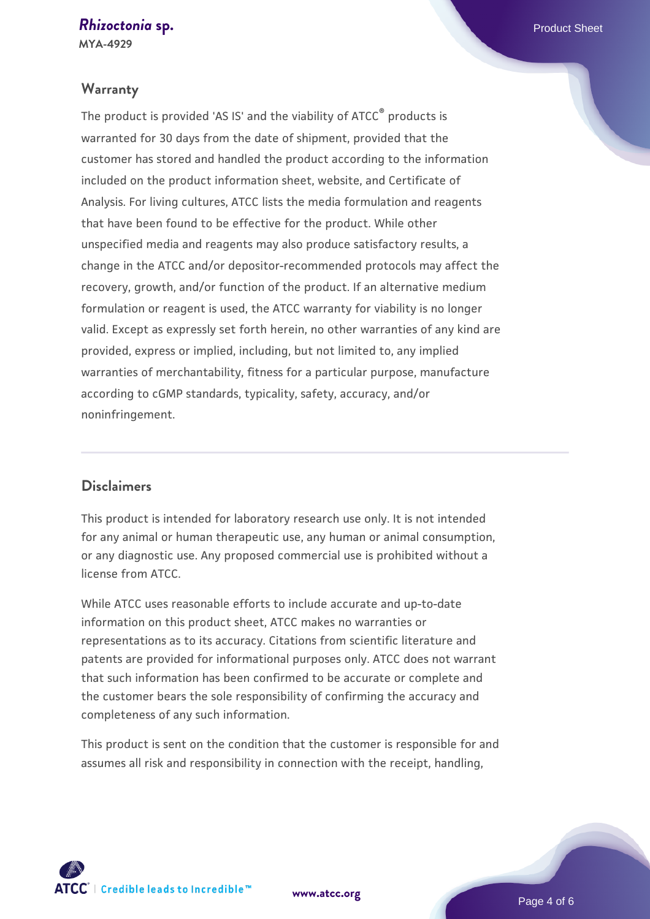## Warranty

The product is provided 'AS IS' and the viability of ATCC® products is warranted for 30 days from the date of shipment, provided that the customer has stored and handled the product according to the information included on the product information sheet, website, and Certificate of Analysis. For living cultures, ATCC lists the media formulation and reagents that have been found to be effective for the product. While other unspecified media and reagents may also produce satisfactory results, a change in the ATCC and/or depositor-recommended protocols may affect the recovery, growth, and/or function of the product. If an alternative medium formulation or reagent is used, the ATCC warranty for viability is no longer valid. Except as expressly set forth herein, no other warranties of any kind are provided, express or implied, including, but not limited to, any implied warranties of merchantability, fitness for a particular purpose, manufacture according to cGMP standards, typicality, safety, accuracy, and/or noninfringement.

## Disclaimers

This product is intended for laboratory research use only. It is not intended for any animal or human therapeutic use, any human or animal consumption, or any diagnostic use. Any proposed commercial use is prohibited without a license from ATCC.

While ATCC uses reasonable efforts to include accurate and up-to-date information on this product sheet, ATCC makes no warranties or representations as to its accuracy. Citations from scientific literature and patents are provided for informational purposes only. ATCC does not warrant that such information has been confirmed to be accurate or complete and the customer bears the sole responsibility of confirming the accuracy and completeness of any such information.

This product is sent on the condition that the customer is responsible for and assumes all risk and responsibility in connection with the receipt, handling,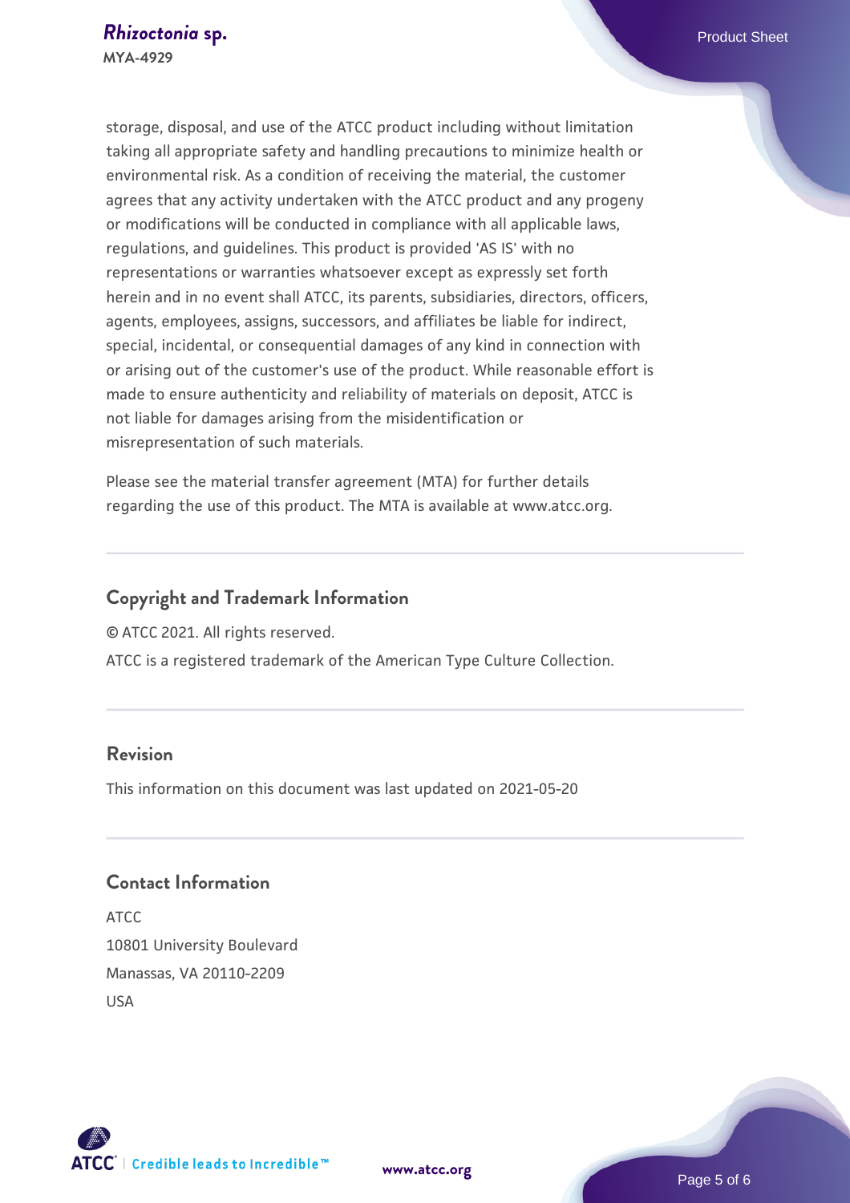storage, disposal, and use of the ATCC product including without limitation taking all appropriate safety and handling precautions to minimize health or environmental risk. As a condition of receiving the material, the customer agrees that any activity undertaken with the ATCC product and any progeny or modifications will be conducted in compliance with all applicable laws, regulations, and guidelines. This product is provided 'AS IS' with no representations or warranties whatsoever except as expressly set forth herein and in no event shall ATCC, its parents, subsidiaries, directors, officers, agents, employees, assigns, successors, and affiliates be liable for indirect, special, incidental, or consequential damages of any kind in connection with or arising out of the customer's use of the product. While reasonable effort is made to ensure authenticity and reliability of materials on deposit, ATCC is not liable for damages arising from the misidentification or misrepresentation of such materials.

Please see the material transfer agreement (MTA) for further details regarding the use of this product. The MTA is available at www.atcc.org.

## Copyright and Trademark Information

© ATCC 2021. All rights reserved.

ATCC is a registered trademark of the American Type Culture Collection.

## Revision

This information on this document was last updated on 2021-05-20

## Contact Information

ATCC
10801 University Boulevard
Manassas, VA 20110-2209
USA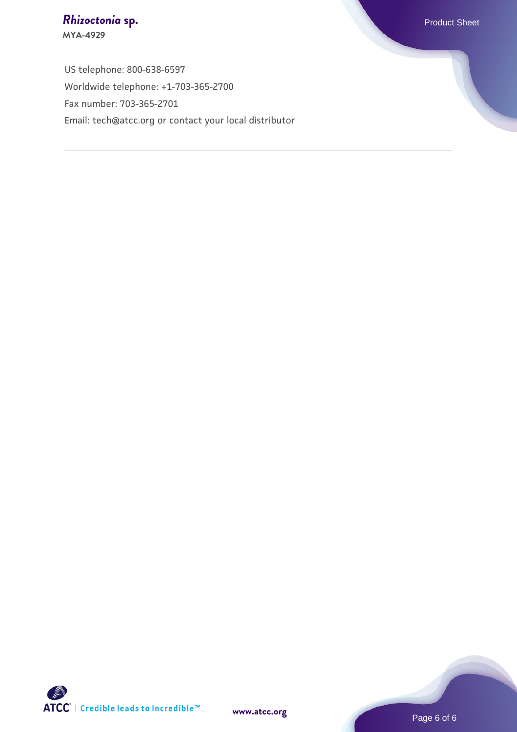US telephone: 800-638-6597

Worldwide telephone: +1-703-365-2700

Fax number: 703-365-2701

Email: tech@atcc.org or contact your local distributor